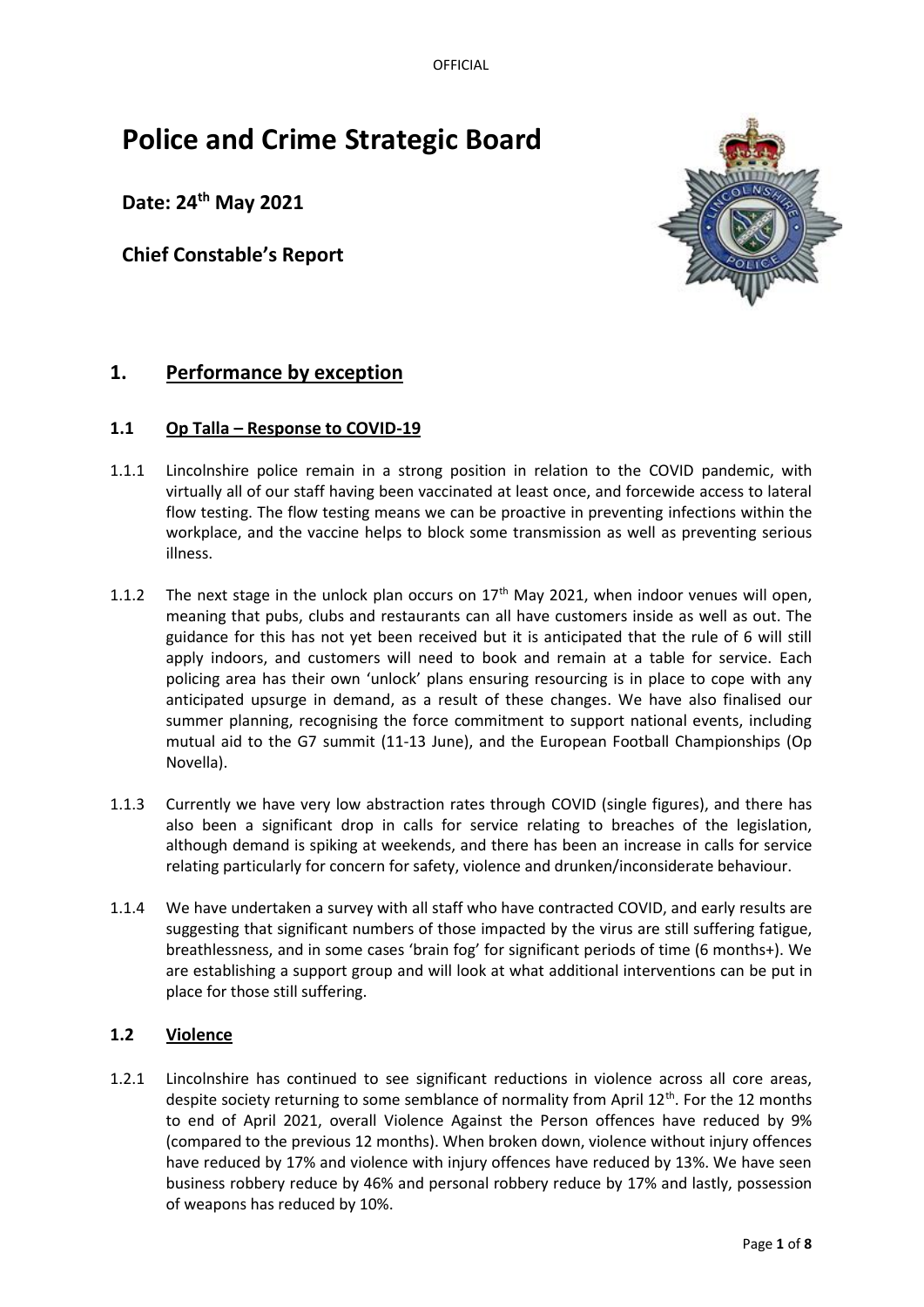# Police and Crime Strategic Board

**Date: 24th May 2021**

**Chief Constable's Report**

## 1. Performance by exception

### 1.1 Op Talla – Response to COVID-19

1.1.1 Lincolnshire police remain in a strong position in relation to the COVID pandemic, with virtually all of our staff having been vaccinated at least once, and forcewide access to lateral flow testing. The flow testing means we can be proactive in preventing infections within the workplace, and the vaccine helps to block some transmission as well as preventing serious illness.

1.1.2 The next stage in the unlock plan occurs on 17th May 2021, when indoor venues will open, meaning that pubs, clubs and restaurants can all have customers inside as well as out. The guidance for this has not yet been received but it is anticipated that the rule of 6 will still apply indoors, and customers will need to book and remain at a table for service. Each policing area has their own 'unlock' plans ensuring resourcing is in place to cope with any anticipated upsurge in demand, as a result of these changes. We have also finalised our summer planning, recognising the force commitment to support national events, including mutual aid to the G7 summit (11-13 June), and the European Football Championships (Op Novella).

1.1.3 Currently we have very low abstraction rates through COVID (single figures), and there has also been a significant drop in calls for service relating to breaches of the legislation, although demand is spiking at weekends, and there has been an increase in calls for service relating particularly for concern for safety, violence and drunken/inconsiderate behaviour.

1.1.4 We have undertaken a survey with all staff who have contracted COVID, and early results are suggesting that significant numbers of those impacted by the virus are still suffering fatigue, breathlessness, and in some cases 'brain fog' for significant periods of time (6 months+). We are establishing a support group and will look at what additional interventions can be put in place for those still suffering.

### 1.2 Violence

1.2.1 Lincolnshire has continued to see significant reductions in violence across all core areas, despite society returning to some semblance of normality from April 12th. For the 12 months to end of April 2021, overall Violence Against the Person offences have reduced by 9% (compared to the previous 12 months). When broken down, violence without injury offences have reduced by 17% and violence with injury offences have reduced by 13%. We have seen business robbery reduce by 46% and personal robbery reduce by 17% and lastly, possession of weapons has reduced by 10%.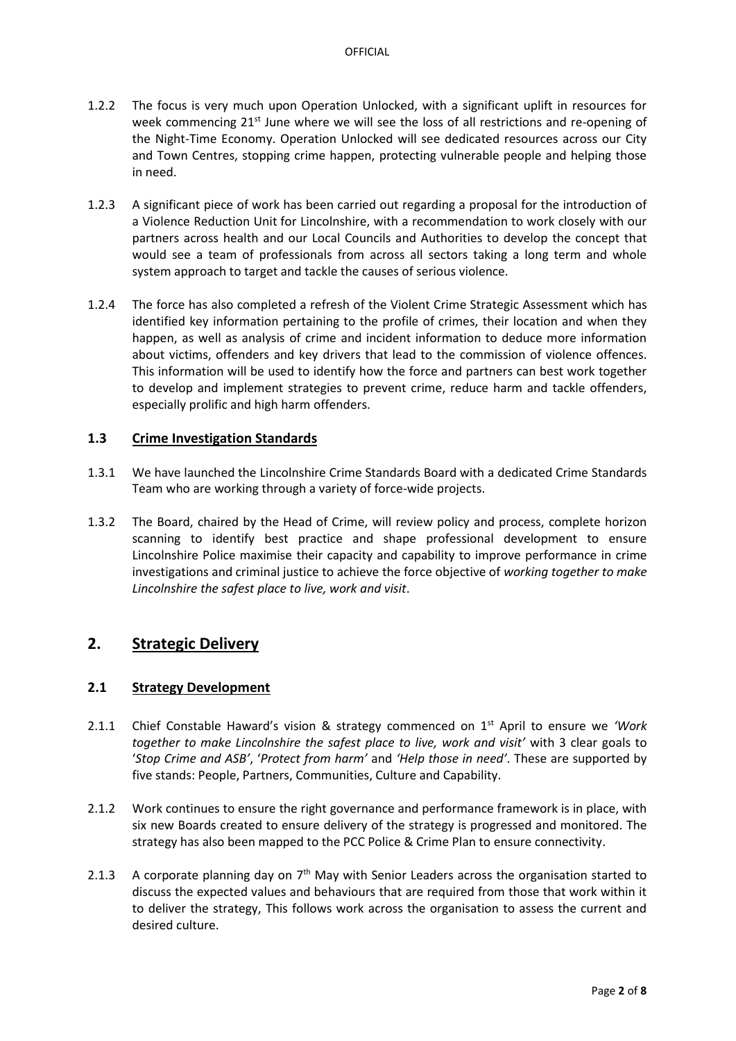1.2.2 The focus is very much upon Operation Unlocked, with a significant uplift in resources for week commencing 21st June where we will see the loss of all restrictions and re-opening of the Night-Time Economy. Operation Unlocked will see dedicated resources across our City and Town Centres, stopping crime happen, protecting vulnerable people and helping those in need.

1.2.3 A significant piece of work has been carried out regarding a proposal for the introduction of a Violence Reduction Unit for Lincolnshire, with a recommendation to work closely with our partners across health and our Local Councils and Authorities to develop the concept that would see a team of professionals from across all sectors taking a long term and whole system approach to target and tackle the causes of serious violence.

1.2.4 The force has also completed a refresh of the Violent Crime Strategic Assessment which has identified key information pertaining to the profile of crimes, their location and when they happen, as well as analysis of crime and incident information to deduce more information about victims, offenders and key drivers that lead to the commission of violence offences. This information will be used to identify how the force and partners can best work together to develop and implement strategies to prevent crime, reduce harm and tackle offenders, especially prolific and high harm offenders.

### 1.3 Crime Investigation Standards

1.3.1 We have launched the Lincolnshire Crime Standards Board with a dedicated Crime Standards Team who are working through a variety of force-wide projects.

1.3.2 The Board, chaired by the Head of Crime, will review policy and process, complete horizon scanning to identify best practice and shape professional development to ensure Lincolnshire Police maximise their capacity and capability to improve performance in crime investigations and criminal justice to achieve the force objective of *working together to make Lincolnshire the safest place to live, work and visit*.

## 2. Strategic Delivery

### 2.1 Strategy Development

2.1.1 Chief Constable Haward's vision & strategy commenced on 1st April to ensure we *'Work together to make Lincolnshire the safest place to live, work and visit'* with 3 clear goals to '*Stop Crime and ASB*', '*Protect from harm'* and *'Help those in need'*. These are supported by five stands: People, Partners, Communities, Culture and Capability.

2.1.2 Work continues to ensure the right governance and performance framework is in place, with six new Boards created to ensure delivery of the strategy is progressed and monitored. The strategy has also been mapped to the PCC Police & Crime Plan to ensure connectivity.

2.1.3 A corporate planning day on 7th May with Senior Leaders across the organisation started to discuss the expected values and behaviours that are required from those that work within it to deliver the strategy, This follows work across the organisation to assess the current and desired culture.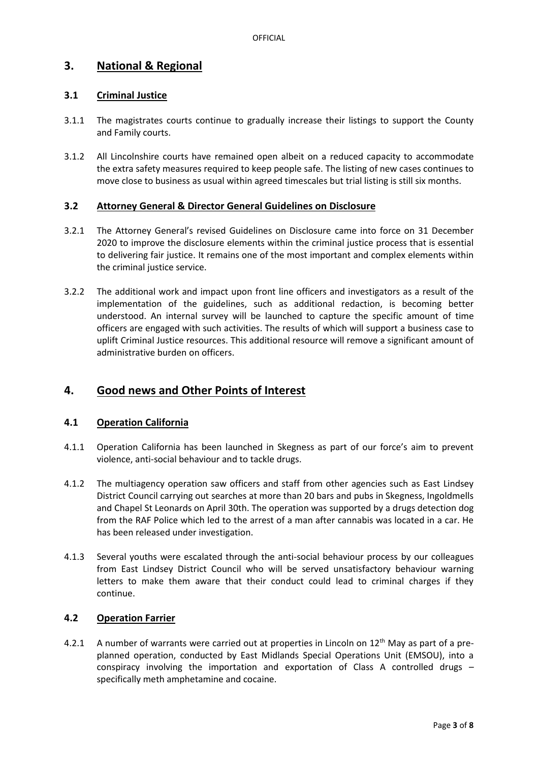## 3. National & Regional

### 3.1 Criminal Justice

3.1.1 The magistrates courts continue to gradually increase their listings to support the County and Family courts.

3.1.2 All Lincolnshire courts have remained open albeit on a reduced capacity to accommodate the extra safety measures required to keep people safe. The listing of new cases continues to move close to business as usual within agreed timescales but trial listing is still six months.

### 3.2 Attorney General & Director General Guidelines on Disclosure

3.2.1 The Attorney General's revised Guidelines on Disclosure came into force on 31 December 2020 to improve the disclosure elements within the criminal justice process that is essential to delivering fair justice. It remains one of the most important and complex elements within the criminal justice service.

3.2.2 The additional work and impact upon front line officers and investigators as a result of the implementation of the guidelines, such as additional redaction, is becoming better understood. An internal survey will be launched to capture the specific amount of time officers are engaged with such activities. The results of which will support a business case to uplift Criminal Justice resources. This additional resource will remove a significant amount of administrative burden on officers.

## 4. Good news and Other Points of Interest

### 4.1 Operation California

4.1.1 Operation California has been launched in Skegness as part of our force's aim to prevent violence, anti-social behaviour and to tackle drugs.

4.1.2 The multiagency operation saw officers and staff from other agencies such as East Lindsey District Council carrying out searches at more than 20 bars and pubs in Skegness, Ingoldmells and Chapel St Leonards on April 30th. The operation was supported by a drugs detection dog from the RAF Police which led to the arrest of a man after cannabis was located in a car. He has been released under investigation.

4.1.3 Several youths were escalated through the anti-social behaviour process by our colleagues from East Lindsey District Council who will be served unsatisfactory behaviour warning letters to make them aware that their conduct could lead to criminal charges if they continue.

### 4.2 Operation Farrier

4.2.1 A number of warrants were carried out at properties in Lincoln on 12th May as part of a pre-planned operation, conducted by East Midlands Special Operations Unit (EMSOU), into a conspiracy involving the importation and exportation of Class A controlled drugs – specifically meth amphetamine and cocaine.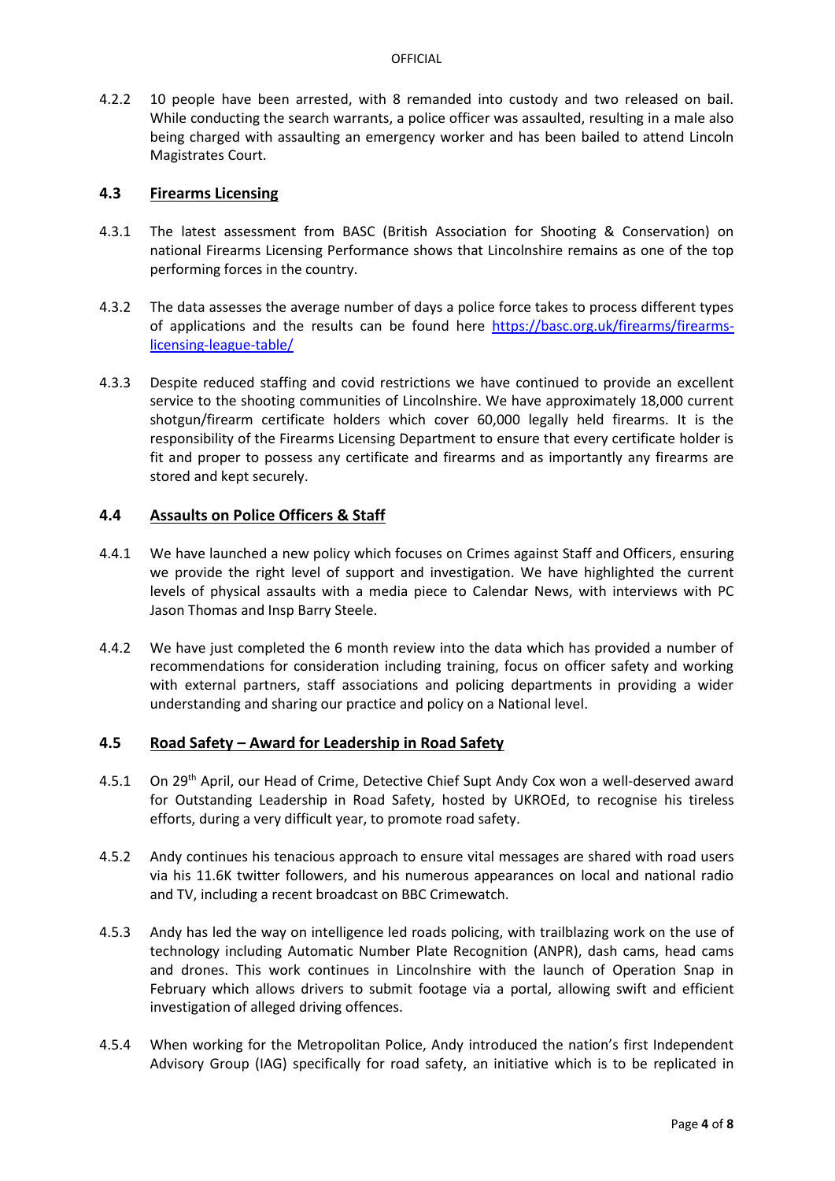4.2.2 10 people have been arrested, with 8 remanded into custody and two released on bail. While conducting the search warrants, a police officer was assaulted, resulting in a male also being charged with assaulting an emergency worker and has been bailed to attend Lincoln Magistrates Court.

## 4.3 Firearms Licensing

4.3.1 The latest assessment from BASC (British Association for Shooting & Conservation) on national Firearms Licensing Performance shows that Lincolnshire remains as one of the top performing forces in the country.

4.3.2 The data assesses the average number of days a police force takes to process different types of applications and the results can be found here https://basc.org.uk/firearms/firearms-licensing-league-table/

4.3.3 Despite reduced staffing and covid restrictions we have continued to provide an excellent service to the shooting communities of Lincolnshire. We have approximately 18,000 current shotgun/firearm certificate holders which cover 60,000 legally held firearms. It is the responsibility of the Firearms Licensing Department to ensure that every certificate holder is fit and proper to possess any certificate and firearms and as importantly any firearms are stored and kept securely.

## 4.4 Assaults on Police Officers & Staff

4.4.1 We have launched a new policy which focuses on Crimes against Staff and Officers, ensuring we provide the right level of support and investigation. We have highlighted the current levels of physical assaults with a media piece to Calendar News, with interviews with PC Jason Thomas and Insp Barry Steele.

4.4.2 We have just completed the 6 month review into the data which has provided a number of recommendations for consideration including training, focus on officer safety and working with external partners, staff associations and policing departments in providing a wider understanding and sharing our practice and policy on a National level.

## 4.5 Road Safety – Award for Leadership in Road Safety

4.5.1 On 29th April, our Head of Crime, Detective Chief Supt Andy Cox won a well-deserved award for Outstanding Leadership in Road Safety, hosted by UKROEd, to recognise his tireless efforts, during a very difficult year, to promote road safety.

4.5.2 Andy continues his tenacious approach to ensure vital messages are shared with road users via his 11.6K twitter followers, and his numerous appearances on local and national radio and TV, including a recent broadcast on BBC Crimewatch.

4.5.3 Andy has led the way on intelligence led roads policing, with trailblazing work on the use of technology including Automatic Number Plate Recognition (ANPR), dash cams, head cams and drones. This work continues in Lincolnshire with the launch of Operation Snap in February which allows drivers to submit footage via a portal, allowing swift and efficient investigation of alleged driving offences.

4.5.4 When working for the Metropolitan Police, Andy introduced the nation's first Independent Advisory Group (IAG) specifically for road safety, an initiative which is to be replicated in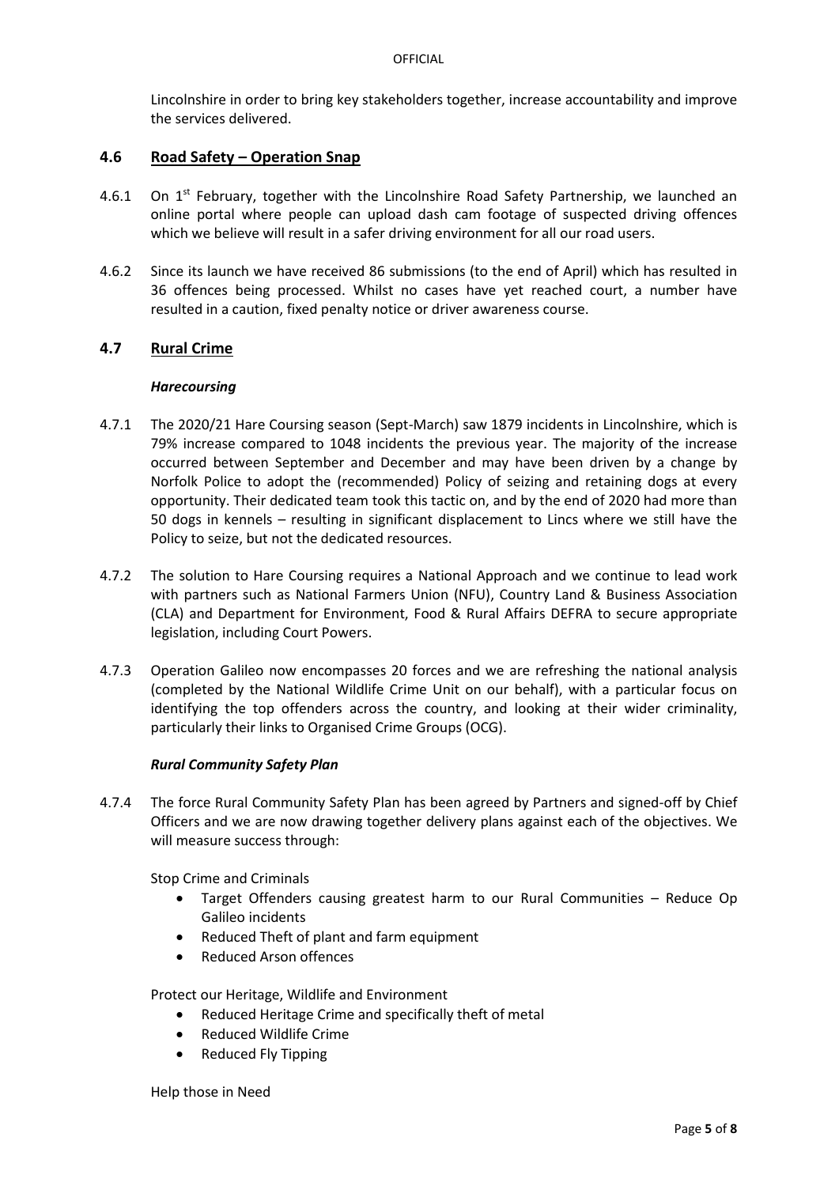Lincolnshire in order to bring key stakeholders together, increase accountability and improve the services delivered.

## 4.6 Road Safety – Operation Snap

4.6.1 On 1st February, together with the Lincolnshire Road Safety Partnership, we launched an online portal where people can upload dash cam footage of suspected driving offences which we believe will result in a safer driving environment for all our road users.

4.6.2 Since its launch we have received 86 submissions (to the end of April) which has resulted in 36 offences being processed. Whilst no cases have yet reached court, a number have resulted in a caution, fixed penalty notice or driver awareness course.

## 4.7 Rural Crime

***Harecoursing***

4.7.1 The 2020/21 Hare Coursing season (Sept-March) saw 1879 incidents in Lincolnshire, which is 79% increase compared to 1048 incidents the previous year. The majority of the increase occurred between September and December and may have been driven by a change by Norfolk Police to adopt the (recommended) Policy of seizing and retaining dogs at every opportunity. Their dedicated team took this tactic on, and by the end of 2020 had more than 50 dogs in kennels – resulting in significant displacement to Lincs where we still have the Policy to seize, but not the dedicated resources.

4.7.2 The solution to Hare Coursing requires a National Approach and we continue to lead work with partners such as National Farmers Union (NFU), Country Land & Business Association (CLA) and Department for Environment, Food & Rural Affairs DEFRA to secure appropriate legislation, including Court Powers.

4.7.3 Operation Galileo now encompasses 20 forces and we are refreshing the national analysis (completed by the National Wildlife Crime Unit on our behalf), with a particular focus on identifying the top offenders across the country, and looking at their wider criminality, particularly their links to Organised Crime Groups (OCG).

***Rural Community Safety Plan***

4.7.4 The force Rural Community Safety Plan has been agreed by Partners and signed-off by Chief Officers and we are now drawing together delivery plans against each of the objectives. We will measure success through:

Stop Crime and Criminals

- Target Offenders causing greatest harm to our Rural Communities – Reduce Op Galileo incidents
- Reduced Theft of plant and farm equipment
- Reduced Arson offences

Protect our Heritage, Wildlife and Environment

- Reduced Heritage Crime and specifically theft of metal
- Reduced Wildlife Crime
- Reduced Fly Tipping

Help those in Need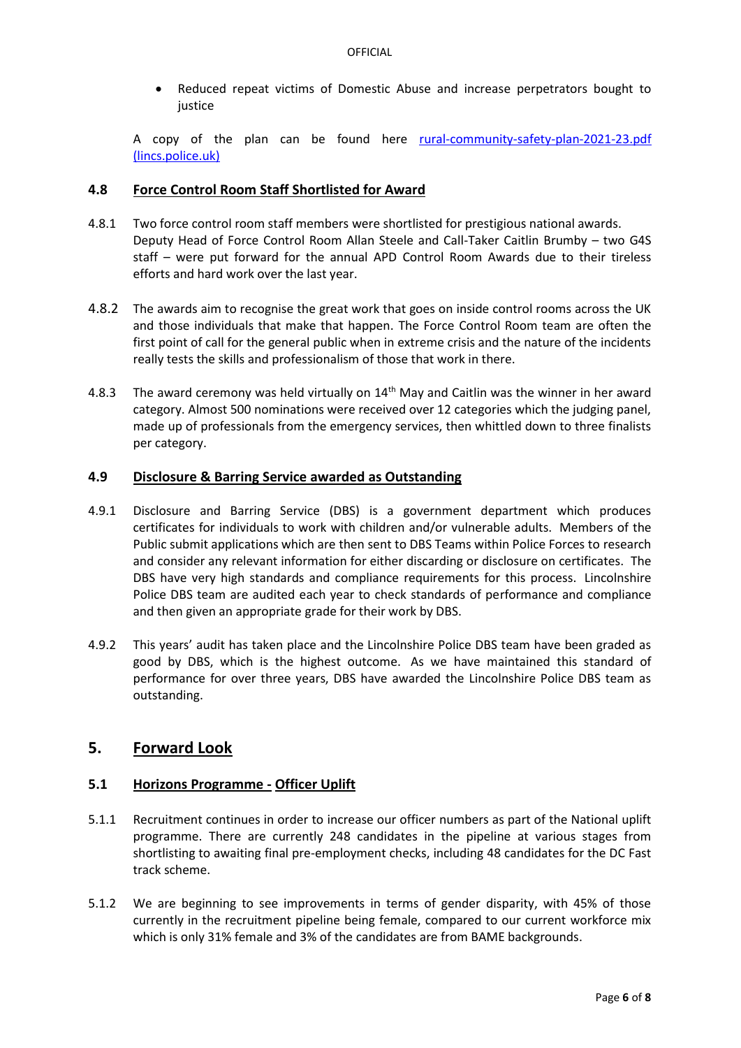- Reduced repeat victims of Domestic Abuse and increase perpetrators bought to justice

A copy of the plan can be found here [rural-community-safety-plan-2021-23.pdf (lincs.police.uk)](rural-community-safety-plan-2021-23.pdf)

### 4.8 Force Control Room Staff Shortlisted for Award

4.8.1 Two force control room staff members were shortlisted for prestigious national awards. Deputy Head of Force Control Room Allan Steele and Call-Taker Caitlin Brumby – two G4S staff – were put forward for the annual APD Control Room Awards due to their tireless efforts and hard work over the last year.

4.8.2 The awards aim to recognise the great work that goes on inside control rooms across the UK and those individuals that make that happen. The Force Control Room team are often the first point of call for the general public when in extreme crisis and the nature of the incidents really tests the skills and professionalism of those that work in there.

4.8.3 The award ceremony was held virtually on 14th May and Caitlin was the winner in her award category. Almost 500 nominations were received over 12 categories which the judging panel, made up of professionals from the emergency services, then whittled down to three finalists per category.

### 4.9 Disclosure & Barring Service awarded as Outstanding

4.9.1 Disclosure and Barring Service (DBS) is a government department which produces certificates for individuals to work with children and/or vulnerable adults. Members of the Public submit applications which are then sent to DBS Teams within Police Forces to research and consider any relevant information for either discarding or disclosure on certificates. The DBS have very high standards and compliance requirements for this process. Lincolnshire Police DBS team are audited each year to check standards of performance and compliance and then given an appropriate grade for their work by DBS.

4.9.2 This years' audit has taken place and the Lincolnshire Police DBS team have been graded as good by DBS, which is the highest outcome. As we have maintained this standard of performance for over three years, DBS have awarded the Lincolnshire Police DBS team as outstanding.

## 5. Forward Look

### 5.1 Horizons Programme - Officer Uplift

5.1.1 Recruitment continues in order to increase our officer numbers as part of the National uplift programme. There are currently 248 candidates in the pipeline at various stages from shortlisting to awaiting final pre-employment checks, including 48 candidates for the DC Fast track scheme.

5.1.2 We are beginning to see improvements in terms of gender disparity, with 45% of those currently in the recruitment pipeline being female, compared to our current workforce mix which is only 31% female and 3% of the candidates are from BAME backgrounds.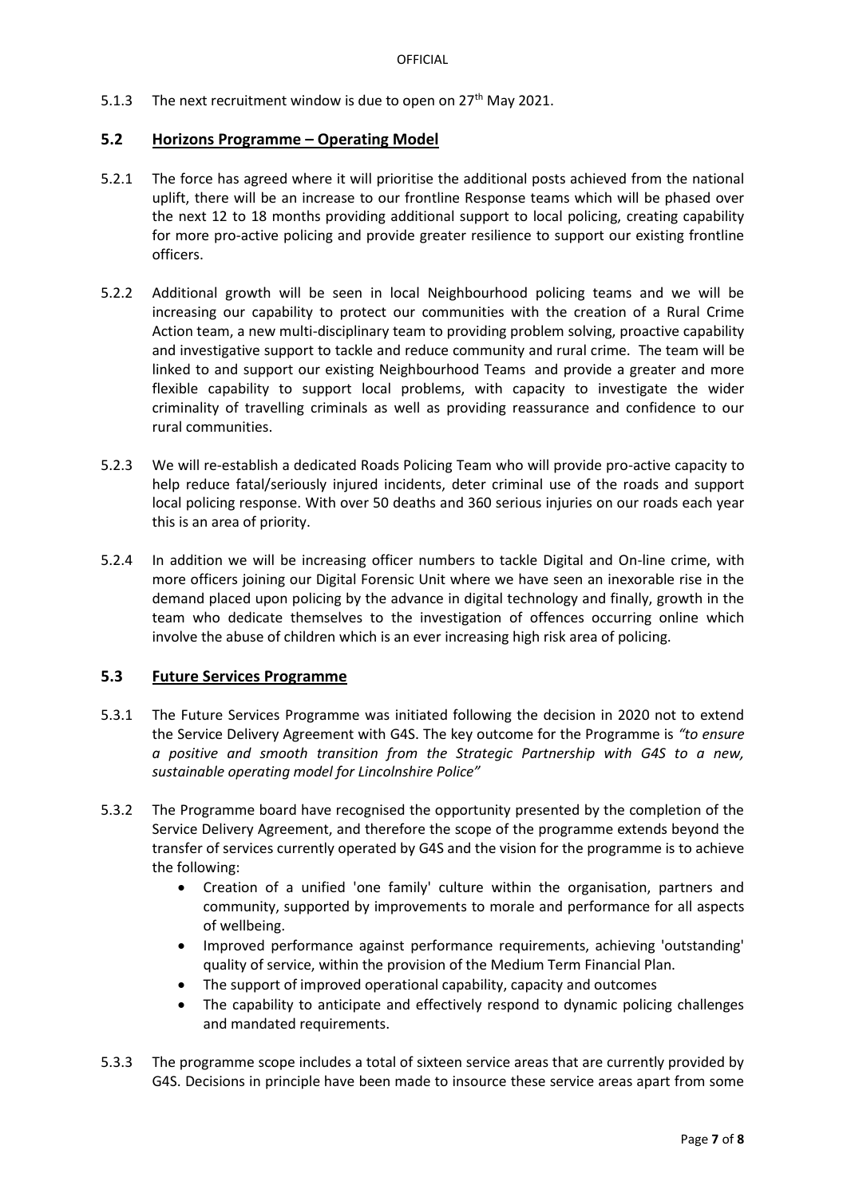5.1.3 The next recruitment window is due to open on 27th May 2021.

## 5.2 Horizons Programme – Operating Model

5.2.1 The force has agreed where it will prioritise the additional posts achieved from the national uplift, there will be an increase to our frontline Response teams which will be phased over the next 12 to 18 months providing additional support to local policing, creating capability for more pro-active policing and provide greater resilience to support our existing frontline officers.

5.2.2 Additional growth will be seen in local Neighbourhood policing teams and we will be increasing our capability to protect our communities with the creation of a Rural Crime Action team, a new multi-disciplinary team to providing problem solving, proactive capability and investigative support to tackle and reduce community and rural crime. The team will be linked to and support our existing Neighbourhood Teams and provide a greater and more flexible capability to support local problems, with capacity to investigate the wider criminality of travelling criminals as well as providing reassurance and confidence to our rural communities.

5.2.3 We will re-establish a dedicated Roads Policing Team who will provide pro-active capacity to help reduce fatal/seriously injured incidents, deter criminal use of the roads and support local policing response. With over 50 deaths and 360 serious injuries on our roads each year this is an area of priority.

5.2.4 In addition we will be increasing officer numbers to tackle Digital and On-line crime, with more officers joining our Digital Forensic Unit where we have seen an inexorable rise in the demand placed upon policing by the advance in digital technology and finally, growth in the team who dedicate themselves to the investigation of offences occurring online which involve the abuse of children which is an ever increasing high risk area of policing.

## 5.3 Future Services Programme

5.3.1 The Future Services Programme was initiated following the decision in 2020 not to extend the Service Delivery Agreement with G4S. The key outcome for the Programme is *"to ensure a positive and smooth transition from the Strategic Partnership with G4S to a new, sustainable operating model for Lincolnshire Police"*

5.3.2 The Programme board have recognised the opportunity presented by the completion of the Service Delivery Agreement, and therefore the scope of the programme extends beyond the transfer of services currently operated by G4S and the vision for the programme is to achieve the following:

- Creation of a unified 'one family' culture within the organisation, partners and community, supported by improvements to morale and performance for all aspects of wellbeing.
- Improved performance against performance requirements, achieving 'outstanding' quality of service, within the provision of the Medium Term Financial Plan.
- The support of improved operational capability, capacity and outcomes
- The capability to anticipate and effectively respond to dynamic policing challenges and mandated requirements.

5.3.3 The programme scope includes a total of sixteen service areas that are currently provided by G4S. Decisions in principle have been made to insource these service areas apart from some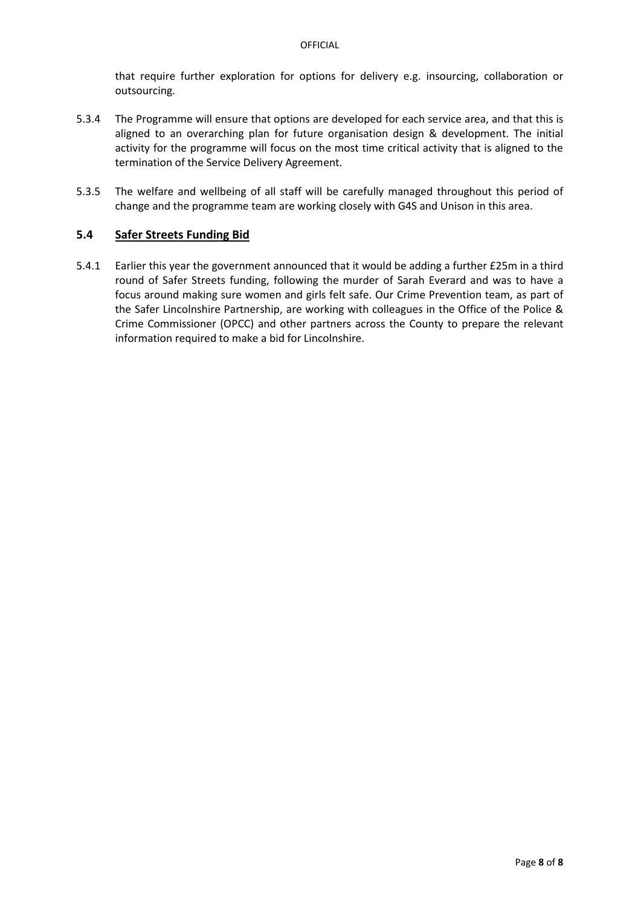that require further exploration for options for delivery e.g. insourcing, collaboration or outsourcing.

5.3.4 The Programme will ensure that options are developed for each service area, and that this is aligned to an overarching plan for future organisation design & development. The initial activity for the programme will focus on the most time critical activity that is aligned to the termination of the Service Delivery Agreement.

5.3.5 The welfare and wellbeing of all staff will be carefully managed throughout this period of change and the programme team are working closely with G4S and Unison in this area.

## 5.4 Safer Streets Funding Bid

5.4.1 Earlier this year the government announced that it would be adding a further £25m in a third round of Safer Streets funding, following the murder of Sarah Everard and was to have a focus around making sure women and girls felt safe. Our Crime Prevention team, as part of the Safer Lincolnshire Partnership, are working with colleagues in the Office of the Police & Crime Commissioner (OPCC) and other partners across the County to prepare the relevant information required to make a bid for Lincolnshire.